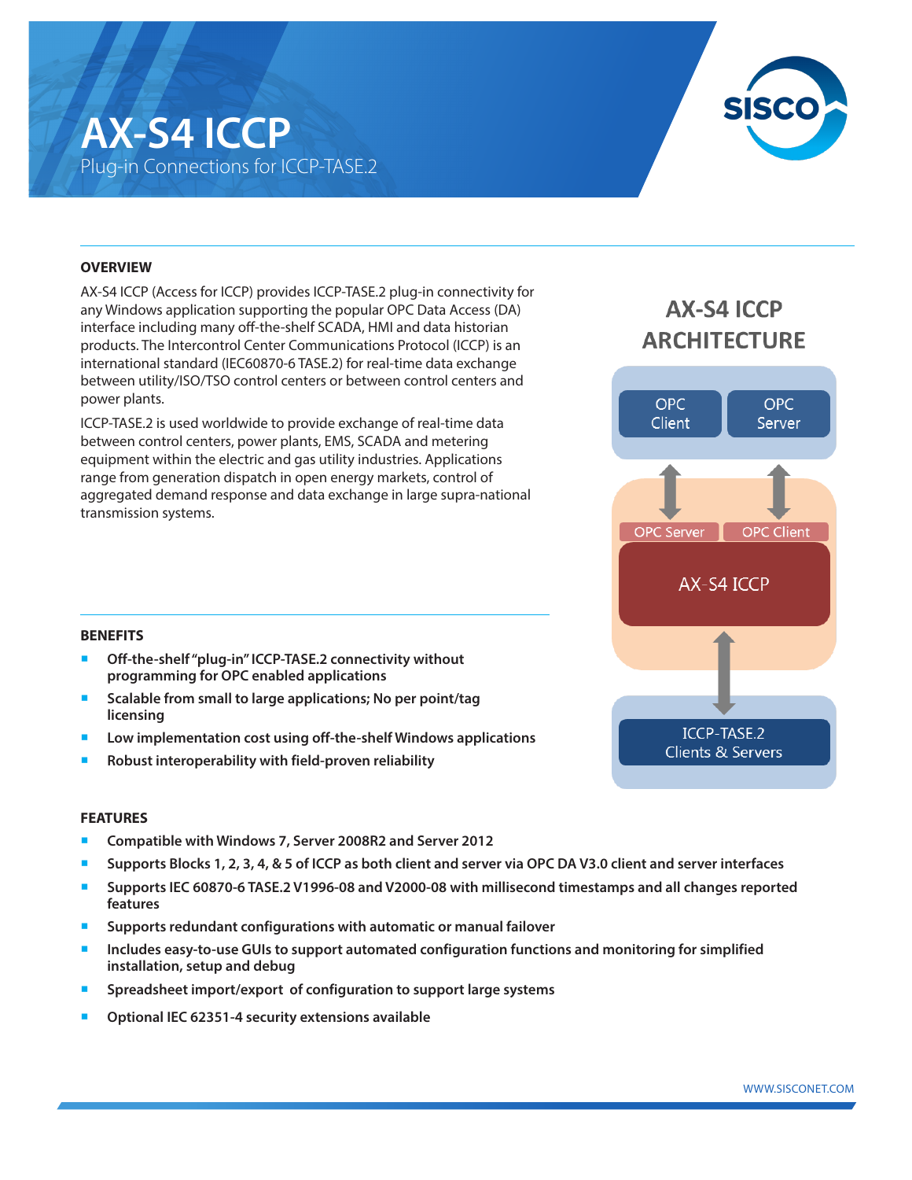# AX-S4 ICCP

Plug-in Connections for ICCP-TASE.2

## OVERVIEW

AX-S4 ICCP (Access for ICCP) provides ICCP-TASE.2 plug-in connectivity for any Windows application supporting the popular OPC Data Access (DA) interface including many off-the-shelf SCADA, HMI and data historian products. The Intercontrol Center Communications Protocol (ICCP) is an international standard (IEC60870-6 TASE.2) for real-time data exchange between utility/ISO/TSO control centers or between control centers and power plants.

ICCP-TASE.2 is used worldwide to provide exchange of real-time data between control centers, power plants, EMS, SCADA and metering equipment within the electric and gas utility industries. Applications range from generation dispatch in open energy markets, control of aggregated demand response and data exchange in large supra-national transmission systems.

## AX-S4 ICCP ARCHITECTURE

OPC Client | OPC Server

OPC Server | OPC Client

AX-S4 ICCP

ICCP-TASE.2 Clients & Servers

## BENEFITS

- **Off-the-shelf "plug-in" ICCP-TASE.2 connectivity without programming for OPC enabled applications**
- **Scalable from small to large applications; No per point/tag licensing**
- **Low implementation cost using off-the-shelf Windows applications**
- **Robust interoperability with field-proven reliability**

## FEATURES

- **Compatible with Windows 7, Server 2008R2 and Server 2012**
- **Supports Blocks 1, 2, 3, 4, & 5 of ICCP as both client and server via OPC DA V3.0 client and server interfaces**
- **Supports IEC 60870-6 TASE.2 V1996-08 and V2000-08 with millisecond timestamps and all changes reported features**
- **Supports redundant configurations with automatic or manual failover**
- **Includes easy-to-use GUIs to support automated configuration functions and monitoring for simplified installation, setup and debug**
- **Spreadsheet import/export of configuration to support large systems**
- **Optional IEC 62351-4 security extensions available**

WWW.SISCONET.COM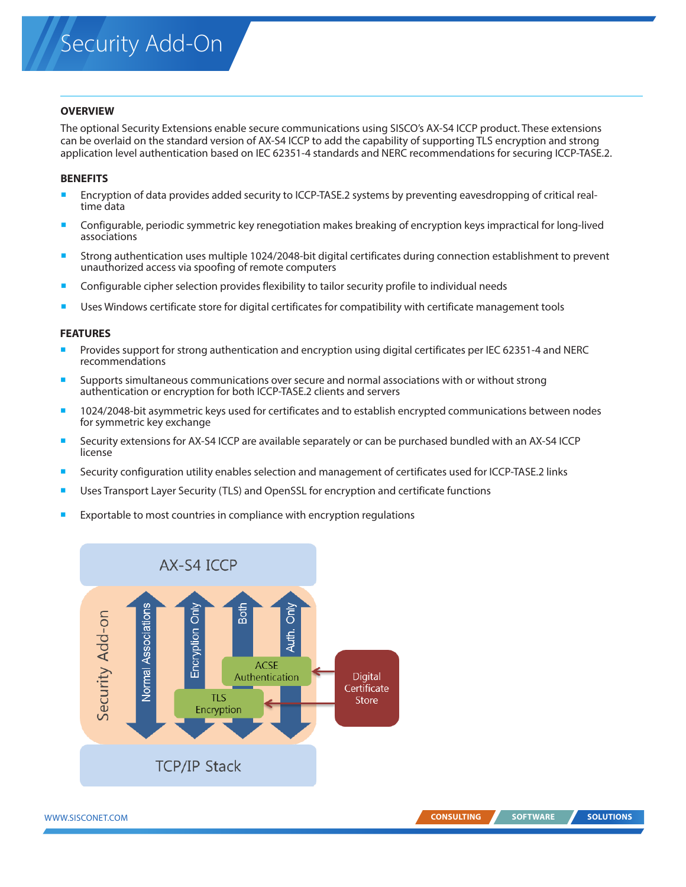# Security Add-On

## OVERVIEW

The optional Security Extensions enable secure communications using SISCO's AX-S4 ICCP product. These extensions can be overlaid on the standard version of AX-S4 ICCP to add the capability of supporting TLS encryption and strong application level authentication based on IEC 62351-4 standards and NERC recommendations for securing ICCP-TASE.2.

## BENEFITS

- Encryption of data provides added security to ICCP-TASE.2 systems by preventing eavesdropping of critical real-time data
- Configurable, periodic symmetric key renegotiation makes breaking of encryption keys impractical for long-lived associations
- Strong authentication uses multiple 1024/2048-bit digital certificates during connection establishment to prevent unauthorized access via spoofing of remote computers
- Configurable cipher selection provides flexibility to tailor security profile to individual needs
- Uses Windows certificate store for digital certificates for compatibility with certificate management tools

## FEATURES

- Provides support for strong authentication and encryption using digital certificates per IEC 62351-4 and NERC recommendations
- Supports simultaneous communications over secure and normal associations with or without strong authentication or encryption for both ICCP-TASE.2 clients and servers
- 1024/2048-bit asymmetric keys used for certificates and to establish encrypted communications between nodes for symmetric key exchange
- Security extensions for AX-S4 ICCP are available separately or can be purchased bundled with an AX-S4 ICCP license
- Security configuration utility enables selection and management of certificates used for ICCP-TASE.2 links
- Uses Transport Layer Security (TLS) and OpenSSL for encryption and certificate functions
- Exportable to most countries in compliance with encryption regulations

AX-S4 ICCP

Security Add-on

Normal Associations

Encryption Only

Both

Auth. Only

ACSE Authentication

TLS Encryption

Digital Certificate Store

TCP/IP Stack

WWW.SISCONET.COM

CONSULTING | SOFTWARE | SOLUTIONS